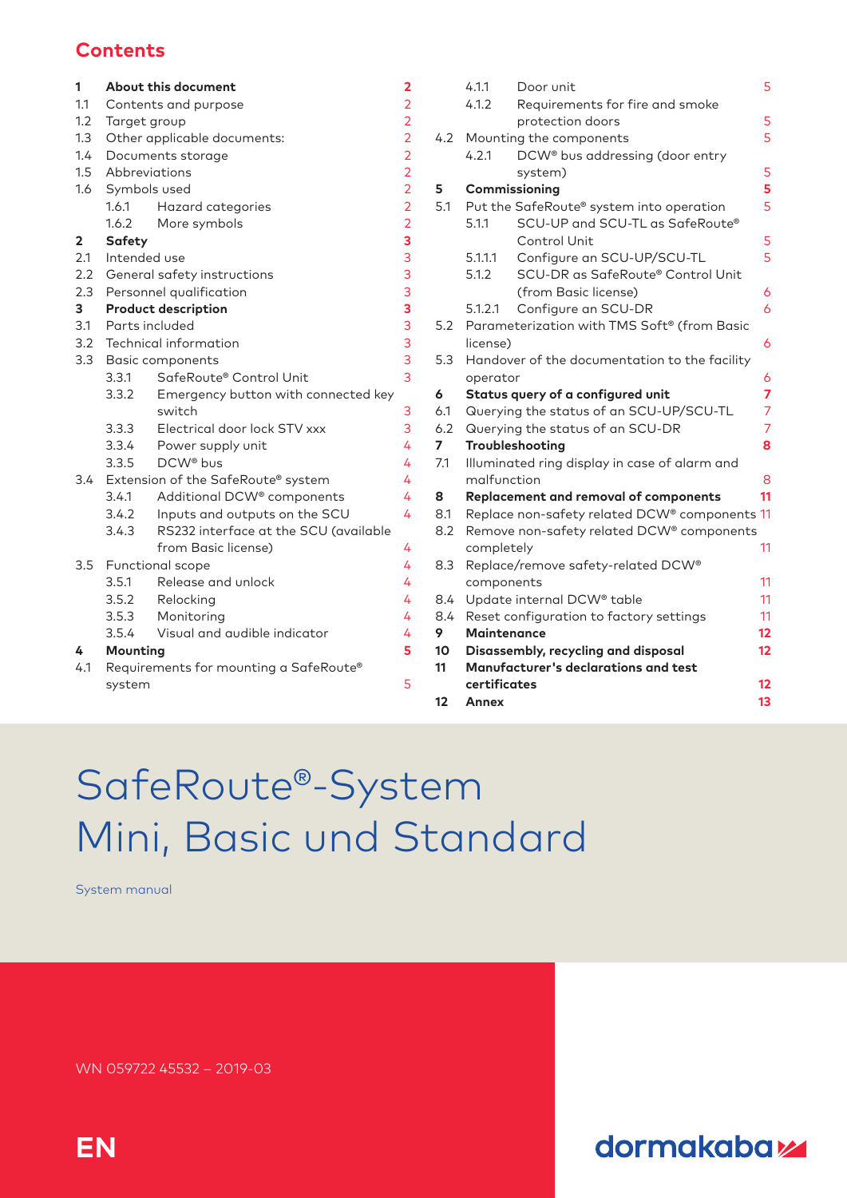## Contents

| | | |
|---|---|---|
| **1** | **About this document** | **2** |
| 1.1 | Contents and purpose | 2 |
| 1.2 | Target group | 2 |
| 1.3 | Other applicable documents: | 2 |
| 1.4 | Documents storage | 2 |
| 1.5 | Abbreviations | 2 |
| 1.6 | Symbols used | 2 |
| 1.6.1 | Hazard categories | 2 |
| 1.6.2 | More symbols | 2 |
| **2** | **Safety** | **3** |
| 2.1 | Intended use | 3 |
| 2.2 | General safety instructions | 3 |
| 2.3 | Personnel qualification | 3 |
| **3** | **Product description** | **3** |
| 3.1 | Parts included | 3 |
| 3.2 | Technical information | 3 |
| 3.3 | Basic components | 3 |
| 3.3.1 | SafeRoute® Control Unit | 3 |
| 3.3.2 | Emergency button with connected key switch | 3 |
| 3.3.3 | Electrical door lock STV xxx | 3 |
| 3.3.4 | Power supply unit | 4 |
| 3.3.5 | DCW® bus | 4 |
| 3.4 | Extension of the SafeRoute® system | 4 |
| 3.4.1 | Additional DCW® components | 4 |
| 3.4.2 | Inputs and outputs on the SCU | 4 |
| 3.4.3 | RS232 interface at the SCU (available from Basic license) | 4 |
| 3.5 | Functional scope | 4 |
| 3.5.1 | Release and unlock | 4 |
| 3.5.2 | Relocking | 4 |
| 3.5.3 | Monitoring | 4 |
| 3.5.4 | Visual and audible indicator | 4 |
| **4** | **Mounting** | **5** |
| 4.1 | Requirements for mounting a SafeRoute® system | 5 |
| 4.1.1 | Door unit | 5 |
| 4.1.2 | Requirements for fire and smoke protection doors | 5 |
| 4.2 | Mounting the components | 5 |
| 4.2.1 | DCW® bus addressing (door entry system) | 5 |
| **5** | **Commissioning** | **5** |
| 5.1 | Put the SafeRoute® system into operation | 5 |
| 5.1.1 | SCU-UP and SCU-TL as SafeRoute® Control Unit | 5 |
| 5.1.1.1 | Configure an SCU-UP/SCU-TL | 5 |
| 5.1.2 | SCU-DR as SafeRoute® Control Unit (from Basic license) | 6 |
| 5.1.2.1 | Configure an SCU-DR | 6 |
| 5.2 | Parameterization with TMS Soft® (from Basic license) | 6 |
| 5.3 | Handover of the documentation to the facility operator | 6 |
| **6** | **Status query of a configured unit** | **7** |
| 6.1 | Querying the status of an SCU-UP/SCU-TL | 7 |
| 6.2 | Querying the status of an SCU-DR | 7 |
| **7** | **Troubleshooting** | **8** |
| 7.1 | Illuminated ring display in case of alarm and malfunction | 8 |
| **8** | **Replacement and removal of components** | **11** |
| 8.1 | Replace non-safety related DCW® components | 11 |
| 8.2 | Remove non-safety related DCW® components completely | 11 |
| 8.3 | Replace/remove safety-related DCW® components | 11 |
| 8.4 | Update internal DCW® table | 11 |
| 8.4 | Reset configuration to factory settings | 11 |
| **9** | **Maintenance** | **12** |
| **10** | **Disassembly, recycling and disposal** | **12** |
| **11** | **Manufacturer's declarations and test certificates** | **12** |
| **12** | **Annex** | **13** |

# SafeRoute®-System Mini, Basic und Standard

System manual

WN 059722 45532 – 2019-03

**EN**

dormakaba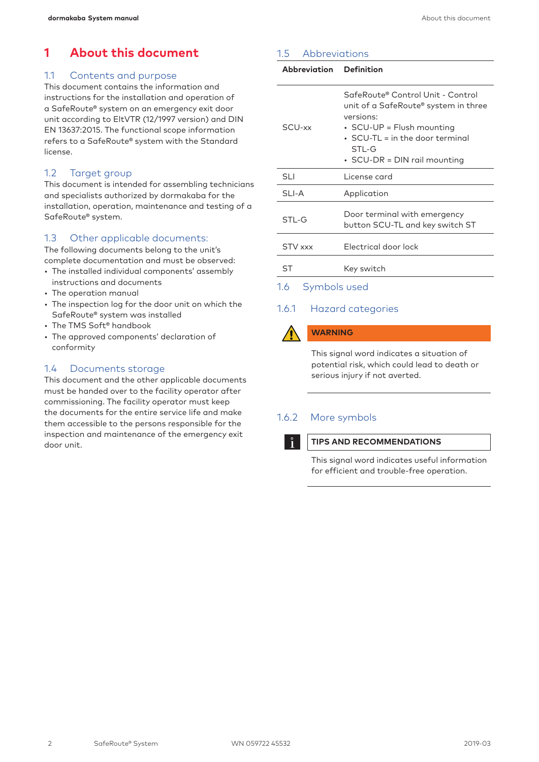# 1 About this document

## 1.1 Contents and purpose

This document contains the information and instructions for the installation and operation of a SafeRoute® system on an emergency exit door unit according to EltVTR (12/1997 version) and DIN EN 13637:2015. The functional scope information refers to a SafeRoute® system with the Standard license.

## 1.2 Target group

This document is intended for assembling technicians and specialists authorized by dormakaba for the installation, operation, maintenance and testing of a SafeRoute® system.

## 1.3 Other applicable documents:

The following documents belong to the unit's complete documentation and must be observed:

- The installed individual components' assembly instructions and documents
- The operation manual
- The inspection log for the door unit on which the SafeRoute® system was installed
- The TMS Soft® handbook
- The approved components' declaration of conformity

## 1.4 Documents storage

This document and the other applicable documents must be handed over to the facility operator after commissioning. The facility operator must keep the documents for the entire service life and make them accessible to the persons responsible for the inspection and maintenance of the emergency exit door unit.

## 1.5 Abbreviations

| Abbreviation | Definition |
|---|---|
| SCU-xx | SafeRoute® Control Unit - Control unit of a SafeRoute® system in three versions:<br>• SCU-UP = Flush mounting<br>• SCU-TL = in the door terminal STL-G<br>• SCU-DR = DIN rail mounting |
| SLI | License card |
| SLI-A | Application |
| STL-G | Door terminal with emergency button SCU-TL and key switch ST |
| STV xxx | Electrical door lock |
| ST | Key switch |

## 1.6 Symbols used

### 1.6.1 Hazard categories

**WARNING**

This signal word indicates a situation of potential risk, which could lead to death or serious injury if not averted.

### 1.6.2 More symbols

**TIPS AND RECOMMENDATIONS**

This signal word indicates useful information for efficient and trouble-free operation.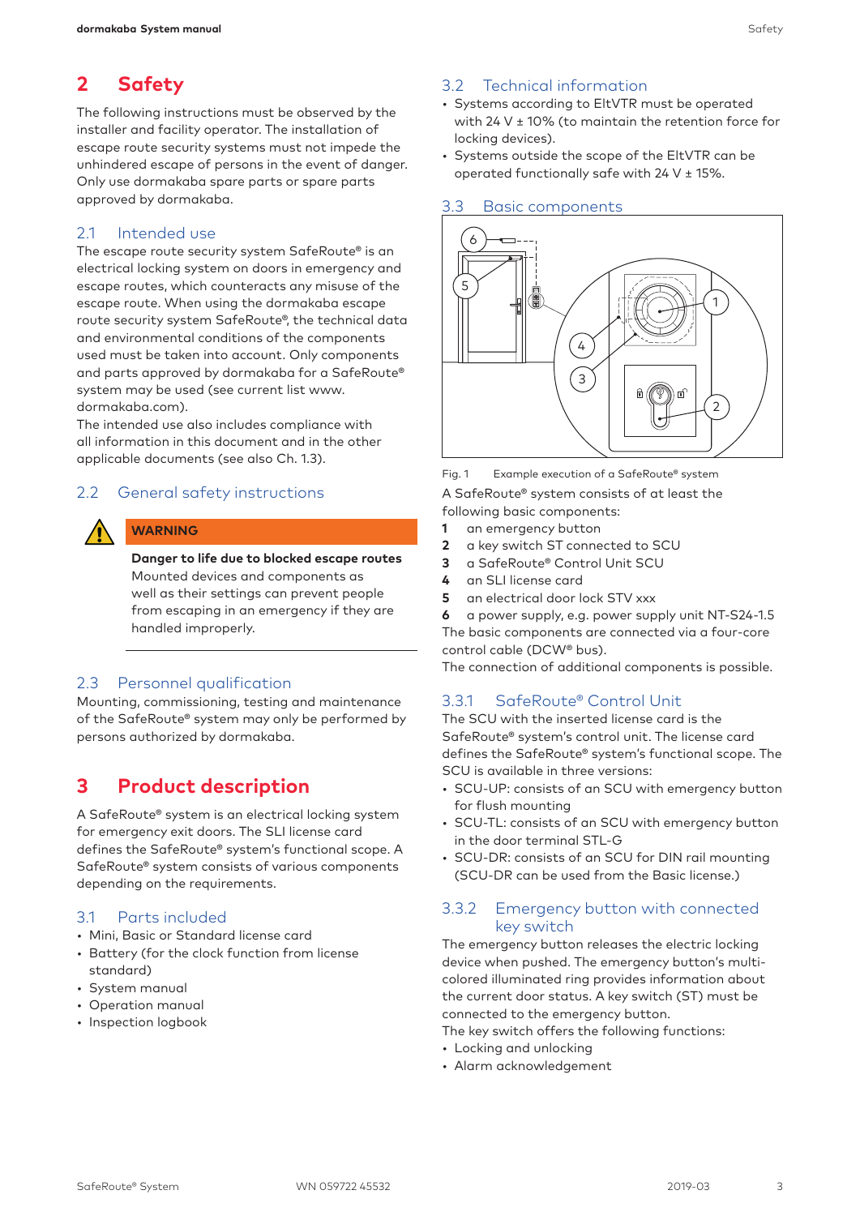# 2 Safety

The following instructions must be observed by the installer and facility operator. The installation of escape route security systems must not impede the unhindered escape of persons in the event of danger. Only use dormakaba spare parts or spare parts approved by dormakaba.

## 2.1 Intended use

The escape route security system SafeRoute® is an electrical locking system on doors in emergency and escape routes, which counteracts any misuse of the escape route. When using the dormakaba escape route security system SafeRoute®, the technical data and environmental conditions of the components used must be taken into account. Only components and parts approved by dormakaba for a SafeRoute® system may be used (see current list www.dormakaba.com).

The intended use also includes compliance with all information in this document and in the other applicable documents (see also Ch. 1.3).

## 2.2 General safety instructions

**WARNING**

**Danger to life due to blocked escape routes**
Mounted devices and components as well as their settings can prevent people from escaping in an emergency if they are handled improperly.

## 2.3 Personnel qualification

Mounting, commissioning, testing and maintenance of the SafeRoute® system may only be performed by persons authorized by dormakaba.

# 3 Product description

A SafeRoute® system is an electrical locking system for emergency exit doors. The SLI license card defines the SafeRoute® system's functional scope. A SafeRoute® system consists of various components depending on the requirements.

## 3.1 Parts included

- Mini, Basic or Standard license card
- Battery (for the clock function from license standard)
- System manual
- Operation manual
- Inspection logbook

## 3.2 Technical information

- Systems according to EltVTR must be operated with 24 V ± 10% (to maintain the retention force for locking devices).
- Systems outside the scope of the EltVTR can be operated functionally safe with 24 V ± 15%.

## 3.3 Basic components

Fig. 1 Example execution of a SafeRoute® system

A SafeRoute® system consists of at least the following basic components:

**1** an emergency button
**2** a key switch ST connected to SCU
**3** a SafeRoute® Control Unit SCU
**4** an SLI license card
**5** an electrical door lock STV xxx
**6** a power supply, e.g. power supply unit NT-S24-1.5

The basic components are connected via a four-core control cable (DCW® bus).
The connection of additional components is possible.

### 3.3.1 SafeRoute® Control Unit

The SCU with the inserted license card is the SafeRoute® system's control unit. The license card defines the SafeRoute® system's functional scope. The SCU is available in three versions:

- SCU-UP: consists of an SCU with emergency button for flush mounting
- SCU-TL: consists of an SCU with emergency button in the door terminal STL-G
- SCU-DR: consists of an SCU for DIN rail mounting (SCU-DR can be used from the Basic license.)

### 3.3.2 Emergency button with connected key switch

The emergency button releases the electric locking device when pushed. The emergency button's multi-colored illuminated ring provides information about the current door status. A key switch (ST) must be connected to the emergency button.

The key switch offers the following functions:

- Locking and unlocking
- Alarm acknowledgement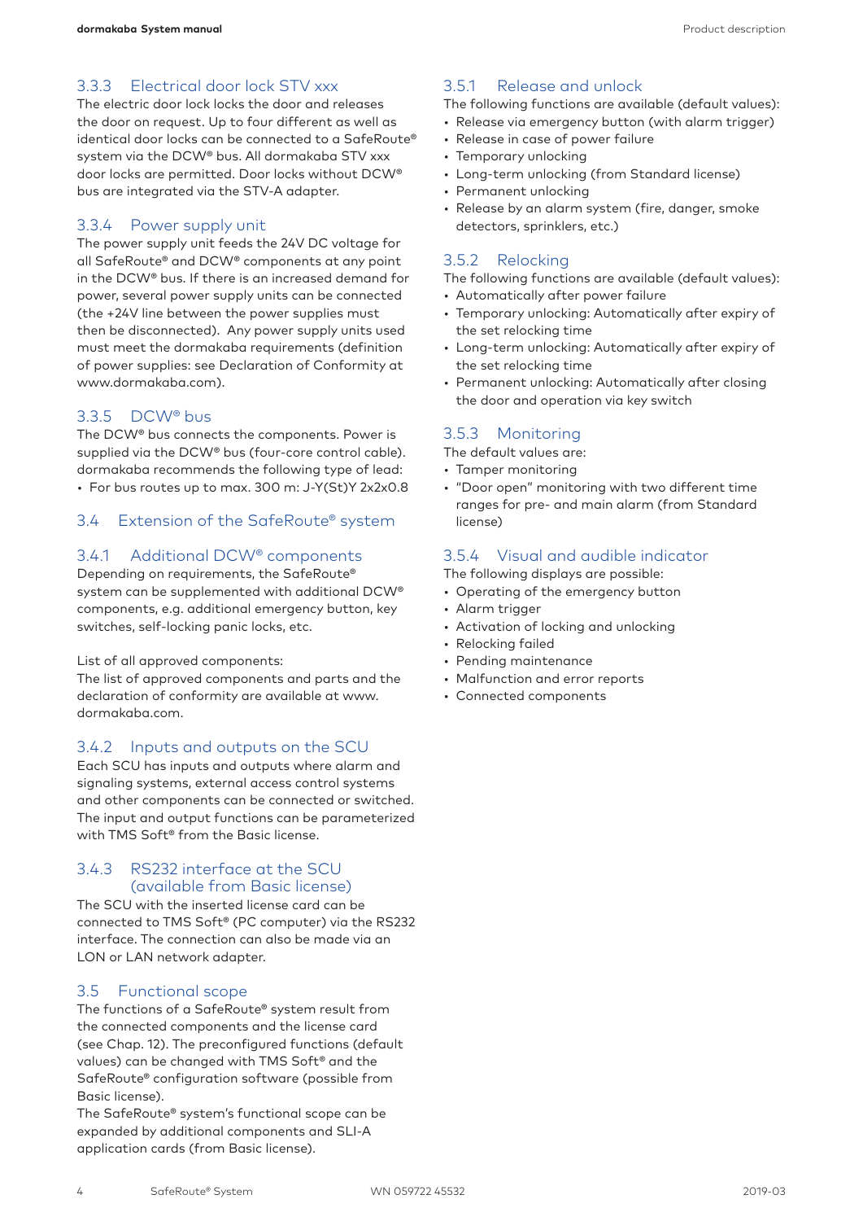### 3.3.3 Electrical door lock STV xxx

The electric door lock locks the door and releases the door on request. Up to four different as well as identical door locks can be connected to a SafeRoute® system via the DCW® bus. All dormakaba STV xxx door locks are permitted. Door locks without DCW® bus are integrated via the STV-A adapter.

### 3.3.4 Power supply unit

The power supply unit feeds the 24V DC voltage for all SafeRoute® and DCW® components at any point in the DCW® bus. If there is an increased demand for power, several power supply units can be connected (the +24V line between the power supplies must then be disconnected). Any power supply units used must meet the dormakaba requirements (definition of power supplies: see Declaration of Conformity at www.dormakaba.com).

### 3.3.5 DCW® bus

The DCW® bus connects the components. Power is supplied via the DCW® bus (four-core control cable). dormakaba recommends the following type of lead:

- For bus routes up to max. 300 m: J-Y(St)Y 2x2x0.8

## 3.4 Extension of the SafeRoute® system

### 3.4.1 Additional DCW® components

Depending on requirements, the SafeRoute® system can be supplemented with additional DCW® components, e.g. additional emergency button, key switches, self-locking panic locks, etc.

List of all approved components:
The list of approved components and parts and the declaration of conformity are available at www.dormakaba.com.

### 3.4.2 Inputs and outputs on the SCU

Each SCU has inputs and outputs where alarm and signaling systems, external access control systems and other components can be connected or switched. The input and output functions can be parameterized with TMS Soft® from the Basic license.

### 3.4.3 RS232 interface at the SCU (available from Basic license)

The SCU with the inserted license card can be connected to TMS Soft® (PC computer) via the RS232 interface. The connection can also be made via an LON or LAN network adapter.

## 3.5 Functional scope

The functions of a SafeRoute® system result from the connected components and the license card (see Chap. 12). The preconfigured functions (default values) can be changed with TMS Soft® and the SafeRoute® configuration software (possible from Basic license).
The SafeRoute® system's functional scope can be expanded by additional components and SLI-A application cards (from Basic license).

### 3.5.1 Release and unlock

The following functions are available (default values):

- Release via emergency button (with alarm trigger)
- Release in case of power failure
- Temporary unlocking
- Long-term unlocking (from Standard license)
- Permanent unlocking
- Release by an alarm system (fire, danger, smoke detectors, sprinklers, etc.)

### 3.5.2 Relocking

The following functions are available (default values):

- Automatically after power failure
- Temporary unlocking: Automatically after expiry of the set relocking time
- Long-term unlocking: Automatically after expiry of the set relocking time
- Permanent unlocking: Automatically after closing the door and operation via key switch

### 3.5.3 Monitoring

The default values are:

- Tamper monitoring
- "Door open" monitoring with two different time ranges for pre- and main alarm (from Standard license)

### 3.5.4 Visual and audible indicator

The following displays are possible:

- Operating of the emergency button
- Alarm trigger
- Activation of locking and unlocking
- Relocking failed
- Pending maintenance
- Malfunction and error reports
- Connected components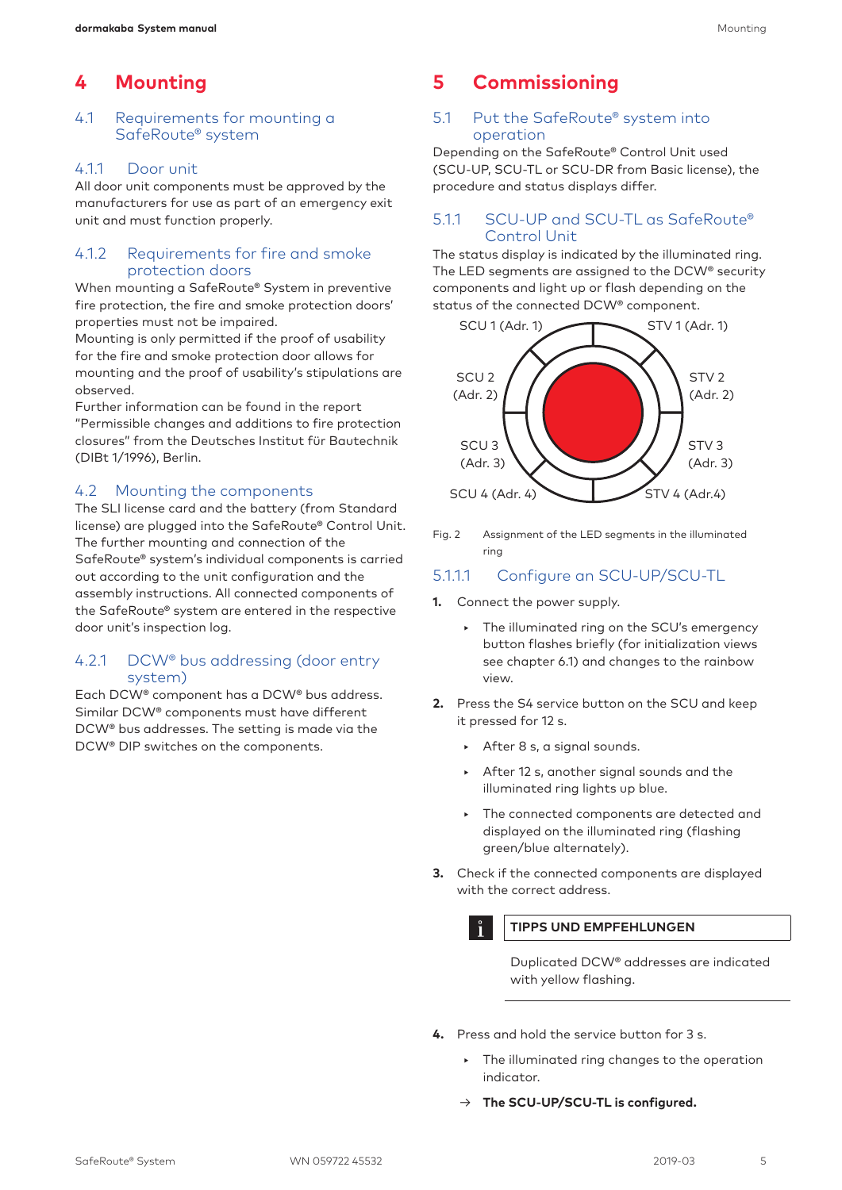# 4 Mounting

## 4.1 Requirements for mounting a SafeRoute® system

### 4.1.1 Door unit

All door unit components must be approved by the manufacturers for use as part of an emergency exit unit and must function properly.

### 4.1.2 Requirements for fire and smoke protection doors

When mounting a SafeRoute® System in preventive fire protection, the fire and smoke protection doors' properties must not be impaired.
Mounting is only permitted if the proof of usability for the fire and smoke protection door allows for mounting and the proof of usability's stipulations are observed.
Further information can be found in the report "Permissible changes and additions to fire protection closures" from the Deutsches Institut für Bautechnik (DIBt 1/1996), Berlin.

## 4.2 Mounting the components

The SLI license card and the battery (from Standard license) are plugged into the SafeRoute® Control Unit. The further mounting and connection of the SafeRoute® system's individual components is carried out according to the unit configuration and the assembly instructions. All connected components of the SafeRoute® system are entered in the respective door unit's inspection log.

### 4.2.1 DCW® bus addressing (door entry system)

Each DCW® component has a DCW® bus address. Similar DCW® components must have different DCW® bus addresses. The setting is made via the DCW® DIP switches on the components.

# 5 Commissioning

## 5.1 Put the SafeRoute® system into operation

Depending on the SafeRoute® Control Unit used (SCU-UP, SCU-TL or SCU-DR from Basic license), the procedure and status displays differ.

### 5.1.1 SCU-UP and SCU-TL as SafeRoute® Control Unit

The status display is indicated by the illuminated ring. The LED segments are assigned to the DCW® security components and light up or flash depending on the status of the connected DCW® component.

SCU 1 (Adr. 1) | STV 1 (Adr. 1)
SCU 2 (Adr. 2) | STV 2 (Adr. 2)
SCU 3 (Adr. 3) | STV 3 (Adr. 3)
SCU 4 (Adr. 4) | STV 4 (Adr.4)

Fig. 2 Assignment of the LED segments in the illuminated ring

#### 5.1.1.1 Configure an SCU-UP/SCU-TL

1. Connect the power supply.
   - The illuminated ring on the SCU's emergency button flashes briefly (for initialization views see chapter 6.1) and changes to the rainbow view.
2. Press the S4 service button on the SCU and keep it pressed for 12 s.
   - After 8 s, a signal sounds.
   - After 12 s, another signal sounds and the illuminated ring lights up blue.
   - The connected components are detected and displayed on the illuminated ring (flashing green/blue alternately).
3. Check if the connected components are displayed with the correct address.

**TIPPS UND EMPFEHLUNGEN**

Duplicated DCW® addresses are indicated with yellow flashing.

4. Press and hold the service button for 3 s.
   - The illuminated ring changes to the operation indicator.

→ **The SCU-UP/SCU-TL is configured.**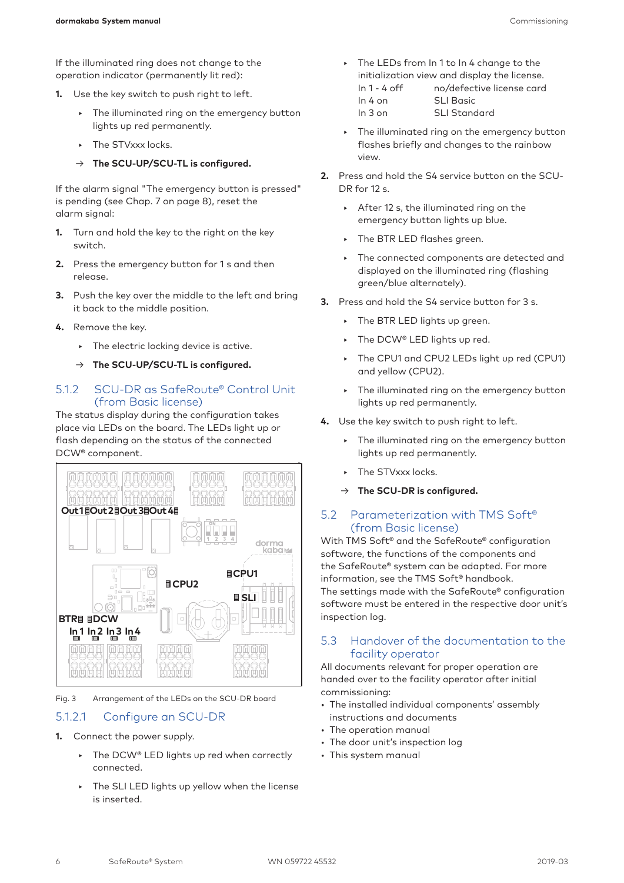If the illuminated ring does not change to the operation indicator (permanently lit red):

1. Use the key switch to push right to left.
   - The illuminated ring on the emergency button lights up red permanently.
   - The STVxxx locks.
   
   → **The SCU-UP/SCU-TL is configured.**

If the alarm signal "The emergency button is pressed" is pending (see Chap. 7 on page 8), reset the alarm signal:

1. Turn and hold the key to the right on the key switch.
2. Press the emergency button for 1 s and then release.
3. Push the key over the middle to the left and bring it back to the middle position.
4. Remove the key.
   - The electric locking device is active.
   
   → **The SCU-UP/SCU-TL is configured.**

### 5.1.2 SCU-DR as SafeRoute® Control Unit (from Basic license)

The status display during the configuration takes place via LEDs on the board. The LEDs light up or flash depending on the status of the connected DCW® component.

Fig. 3 Arrangement of the LEDs on the SCU-DR board

#### 5.1.2.1 Configure an SCU-DR

1. Connect the power supply.
   - The DCW® LED lights up red when correctly connected.
   - The SLI LED lights up yellow when the license is inserted.
   - The LEDs from In 1 to In 4 change to the initialization view and display the license.

     | | |
     |---|---|
     | In 1 - 4 off | no/defective license card |
     | In 4 on | SLI Basic |
     | In 3 on | SLI Standard |

   - The illuminated ring on the emergency button flashes briefly and changes to the rainbow view.
2. Press and hold the S4 service button on the SCU-DR for 12 s.
   - After 12 s, the illuminated ring on the emergency button lights up blue.
   - The BTR LED flashes green.
   - The connected components are detected and displayed on the illuminated ring (flashing green/blue alternately).
3. Press and hold the S4 service button for 3 s.
   - The BTR LED lights up green.
   - The DCW® LED lights up red.
   - The CPU1 and CPU2 LEDs light up red (CPU1) and yellow (CPU2).
   - The illuminated ring on the emergency button lights up red permanently.
4. Use the key switch to push right to left.
   - The illuminated ring on the emergency button lights up red permanently.
   - The STVxxx locks.
   
   → **The SCU-DR is configured.**

## 5.2 Parameterization with TMS Soft® (from Basic license)

With TMS Soft® and the SafeRoute® configuration software, the functions of the components and the SafeRoute® system can be adapted. For more information, see the TMS Soft® handbook.
The settings made with the SafeRoute® configuration software must be entered in the respective door unit's inspection log.

## 5.3 Handover of the documentation to the facility operator

All documents relevant for proper operation are handed over to the facility operator after initial commissioning:

- The installed individual components' assembly instructions and documents
- The operation manual
- The door unit's inspection log
- This system manual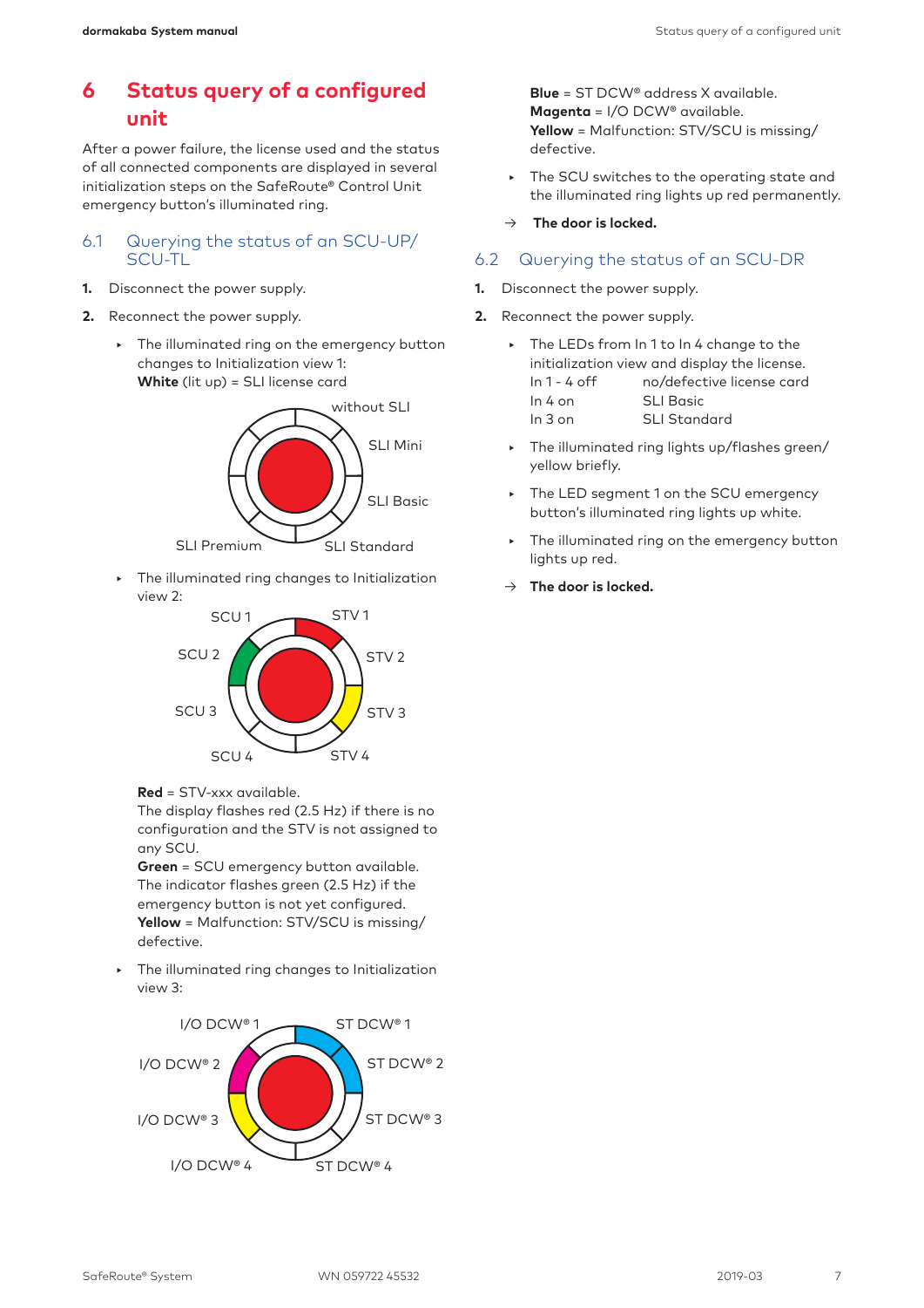# 6 Status query of a configured unit

After a power failure, the license used and the status of all connected components are displayed in several initialization steps on the SafeRoute® Control Unit emergency button's illuminated ring.

## 6.1 Querying the status of an SCU-UP/SCU-TL

1. Disconnect the power supply.
2. Reconnect the power supply.

- The illuminated ring on the emergency button changes to Initialization view 1:
  **White** (lit up) = SLI license card

without SLI

SLI Mini

SLI Basic

SLI Premium

SLI Standard

- The illuminated ring changes to Initialization view 2:

SCU 1 STV 1

SCU 2 STV 2

SCU 3 STV 3

SCU 4 STV 4

**Red** = STV-xxx available.
The display flashes red (2.5 Hz) if there is no configuration and the STV is not assigned to any SCU.
**Green** = SCU emergency button available.
The indicator flashes green (2.5 Hz) if the emergency button is not yet configured.
**Yellow** = Malfunction: STV/SCU is missing/defective.

- The illuminated ring changes to Initialization view 3:

I/O DCW® 1 ST DCW® 1

I/O DCW® 2 ST DCW® 2

I/O DCW® 3 ST DCW® 3

I/O DCW® 4 ST DCW® 4

**Blue** = ST DCW® address X available.
**Magenta** = I/O DCW® available.
**Yellow** = Malfunction: STV/SCU is missing/defective.

- The SCU switches to the operating state and the illuminated ring lights up red permanently.

→ **The door is locked.**

## 6.2 Querying the status of an SCU-DR

1. Disconnect the power supply.
2. Reconnect the power supply.

- The LEDs from In 1 to In 4 change to the initialization view and display the license.

| | |
|---|---|
| In 1 - 4 off | no/defective license card |
| In 4 on | SLI Basic |
| In 3 on | SLI Standard |

- The illuminated ring lights up/flashes green/yellow briefly.
- The LED segment 1 on the SCU emergency button's illuminated ring lights up white.
- The illuminated ring on the emergency button lights up red.

→ **The door is locked.**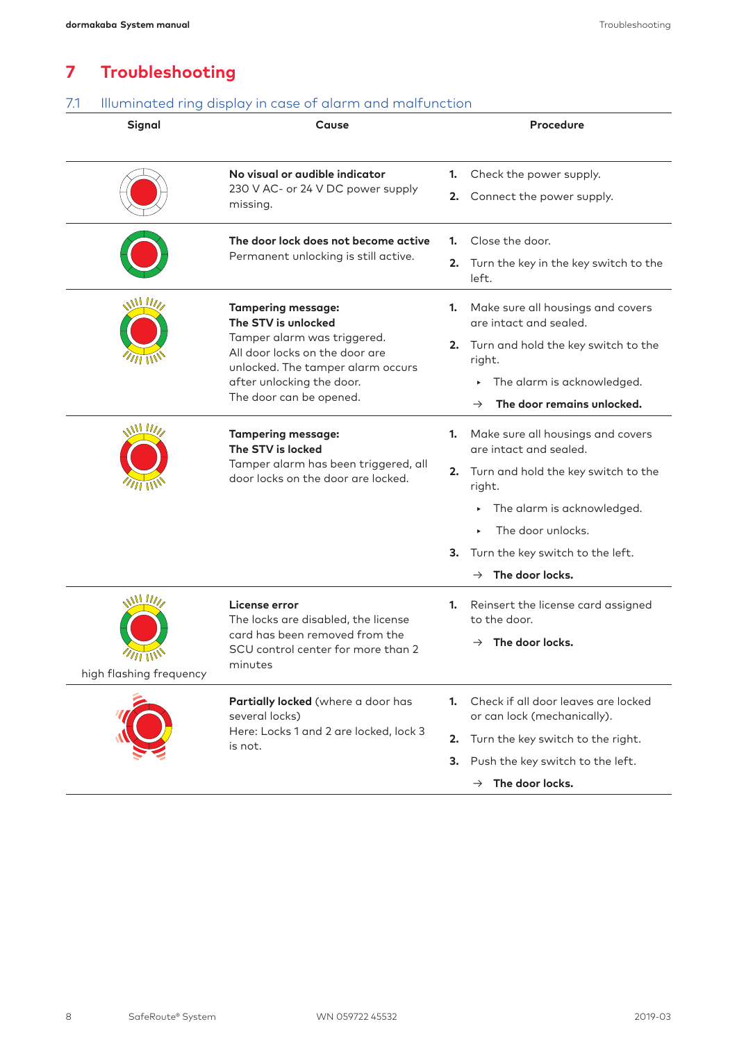# 7 Troubleshooting

## 7.1 Illuminated ring display in case of alarm and malfunction

| Signal | Cause | Procedure |
|---|---|---|
| | **No visual or audible indicator**<br>230 V AC- or 24 V DC power supply missing. | **1.** Check the power supply.<br>**2.** Connect the power supply. |
| | **The door lock does not become active**<br>Permanent unlocking is still active. | **1.** Close the door.<br>**2.** Turn the key in the key switch to the left. |
| | **Tampering message:<br>The STV is unlocked**<br>Tamper alarm was triggered.<br>All door locks on the door are unlocked. The tamper alarm occurs after unlocking the door.<br>The door can be opened. | **1.** Make sure all housings and covers are intact and sealed.<br>**2.** Turn and hold the key switch to the right.<br>▸ The alarm is acknowledged.<br>→ **The door remains unlocked.** |
| | **Tampering message:<br>The STV is locked**<br>Tamper alarm has been triggered, all door locks on the door are locked. | **1.** Make sure all housings and covers are intact and sealed.<br>**2.** Turn and hold the key switch to the right.<br>▸ The alarm is acknowledged.<br>▸ The door unlocks.<br>**3.** Turn the key switch to the left.<br>→ **The door locks.** |
| high flashing frequency | **License error**<br>The locks are disabled, the license card has been removed from the SCU control center for more than 2 minutes | **1.** Reinsert the license card assigned to the door.<br>→ **The door locks.** |
| | **Partially locked** (where a door has several locks)<br>Here: Locks 1 and 2 are locked, lock 3 is not. | **1.** Check if all door leaves are locked or can lock (mechanically).<br>**2.** Turn the key switch to the right.<br>**3.** Push the key switch to the left.<br>→ **The door locks.** |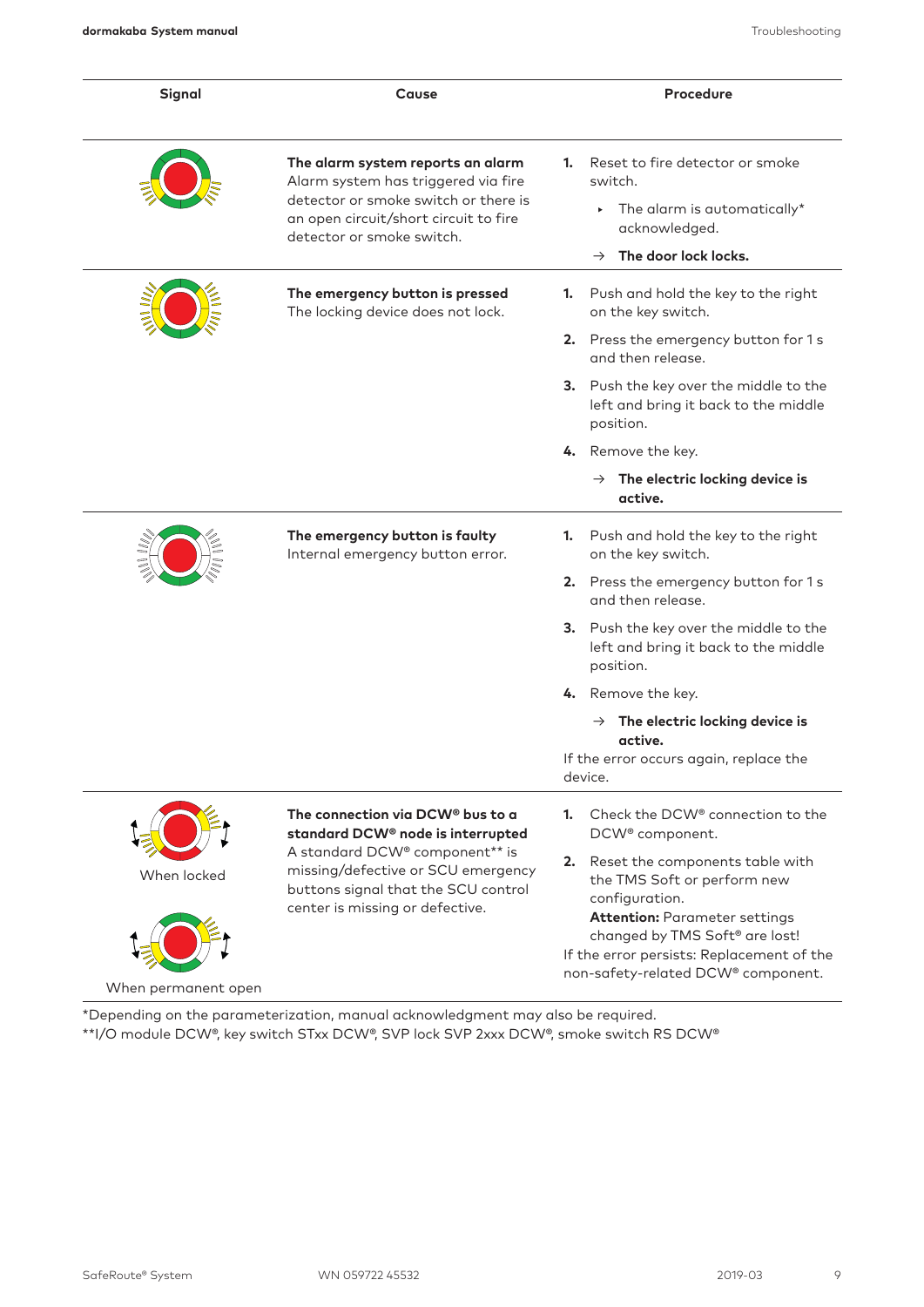| Signal | Cause | Procedure |
| --- | --- | --- |
| | **The alarm system reports an alarm**<br>Alarm system has triggered via fire detector or smoke switch or there is an open circuit/short circuit to fire detector or smoke switch. | 1. Reset to fire detector or smoke switch.<br>▸ The alarm is automatically* acknowledged.<br>→ **The door lock locks.** |
| | **The emergency button is pressed**<br>The locking device does not lock. | 1. Push and hold the key to the right on the key switch.<br>2. Press the emergency button for 1 s and then release.<br>3. Push the key over the middle to the left and bring it back to the middle position.<br>4. Remove the key.<br>→ **The electric locking device is active.** |
| | **The emergency button is faulty**<br>Internal emergency button error. | 1. Push and hold the key to the right on the key switch.<br>2. Press the emergency button for 1 s and then release.<br>3. Push the key over the middle to the left and bring it back to the middle position.<br>4. Remove the key.<br>→ **The electric locking device is active.**<br>If the error occurs again, replace the device. |
| When locked<br><br>When permanent open | **The connection via DCW® bus to a standard DCW® node is interrupted**<br>A standard DCW® component** is missing/defective or SCU emergency buttons signal that the SCU control center is missing or defective. | 1. Check the DCW® connection to the DCW® component.<br>2. Reset the components table with the TMS Soft or perform new configuration.<br>**Attention:** Parameter settings changed by TMS Soft® are lost!<br>If the error persists: Replacement of the non-safety-related DCW® component. |

*Depending on the parameterization, manual acknowledgment may also be required.
**I/O module DCW®, key switch STxx DCW®, SVP lock SVP 2xxx DCW®, smoke switch RS DCW®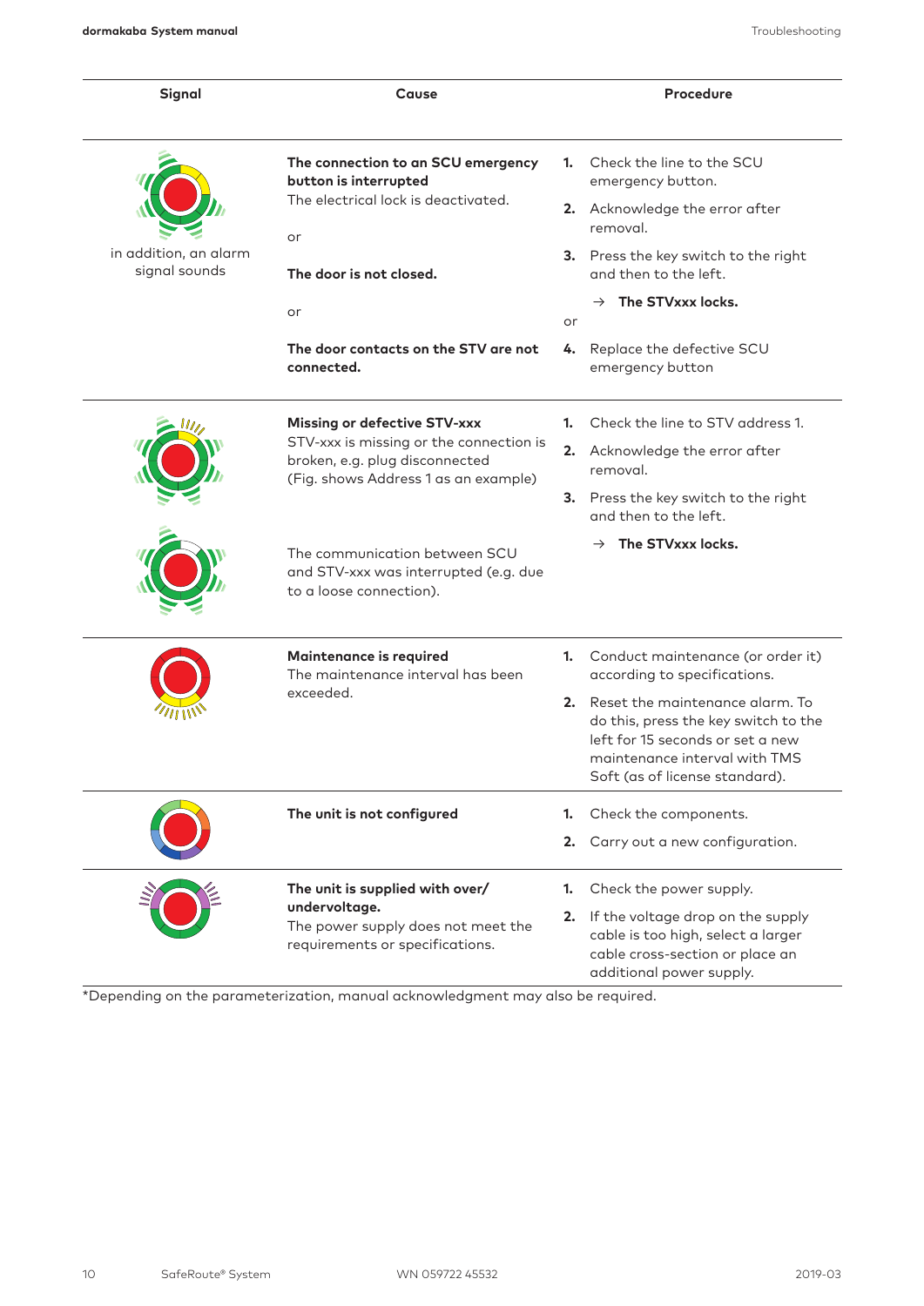| Signal | Cause | Procedure |
|---|---|---|
| in addition, an alarm signal sounds | **The connection to an SCU emergency button is interrupted**<br>The electrical lock is deactivated.<br><br>or<br><br>**The door is not closed.**<br><br>or<br><br>**The door contacts on the STV are not connected.** | **1.** Check the line to the SCU emergency button.<br>**2.** Acknowledge the error after removal.<br>**3.** Press the key switch to the right and then to the left.<br>→ **The STVxxx locks.**<br>or<br>**4.** Replace the defective SCU emergency button |
| | **Missing or defective STV-xxx**<br>STV-xxx is missing or the connection is broken, e.g. plug disconnected<br>(Fig. shows Address 1 as an example)<br><br>The communication between SCU and STV-xxx was interrupted (e.g. due to a loose connection). | **1.** Check the line to STV address 1.<br>**2.** Acknowledge the error after removal.<br>**3.** Press the key switch to the right and then to the left.<br>→ **The STVxxx locks.** |
| | **Maintenance is required**<br>The maintenance interval has been exceeded. | **1.** Conduct maintenance (or order it) according to specifications.<br>**2.** Reset the maintenance alarm. To do this, press the key switch to the left for 15 seconds or set a new maintenance interval with TMS Soft (as of license standard). |
| | **The unit is not configured** | **1.** Check the components.<br>**2.** Carry out a new configuration. |
| | **The unit is supplied with over/ undervoltage.**<br>The power supply does not meet the requirements or specifications. | **1.** Check the power supply.<br>**2.** If the voltage drop on the supply cable is too high, select a larger cable cross-section or place an additional power supply. |

*Depending on the parameterization, manual acknowledgment may also be required.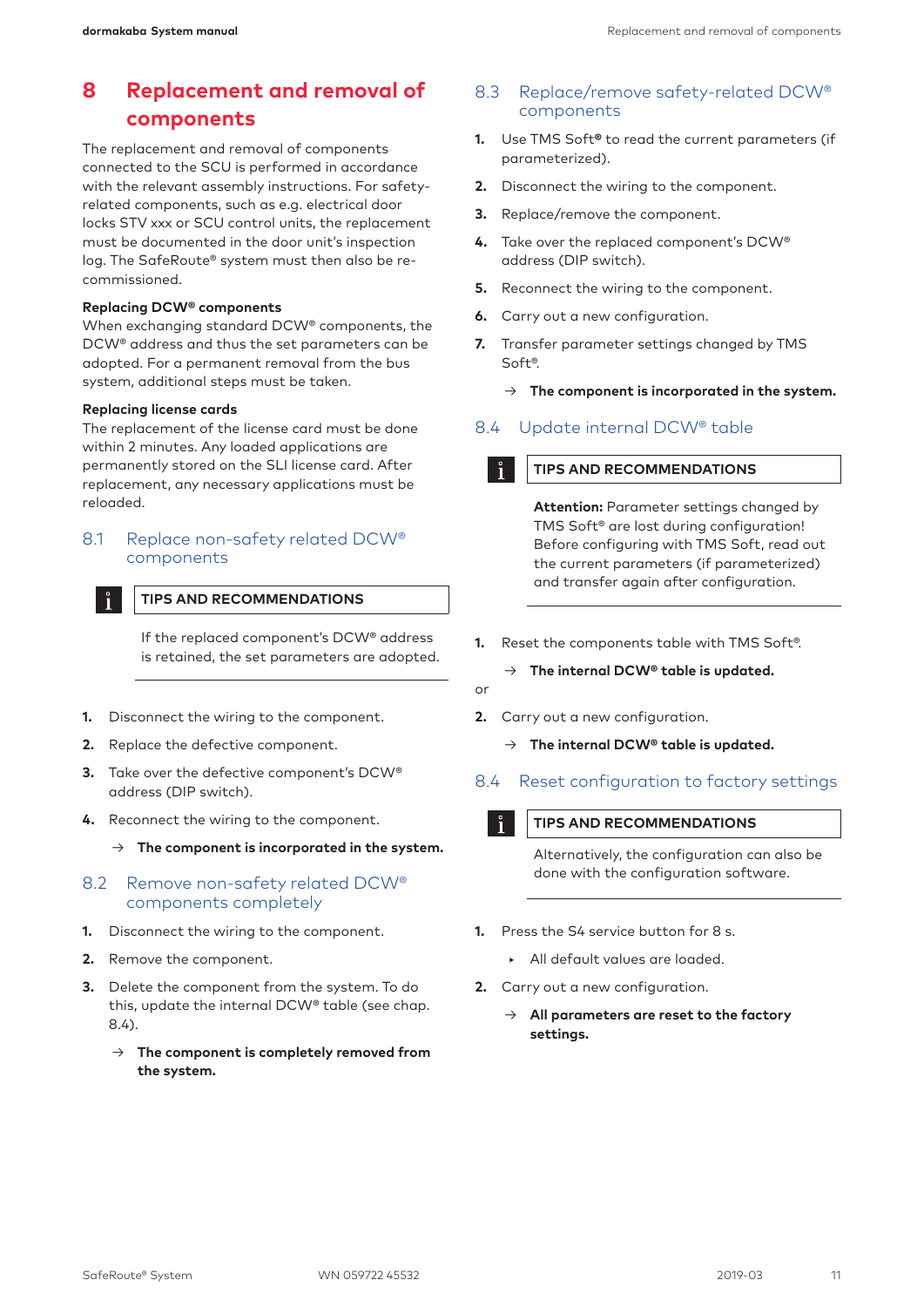# 8 Replacement and removal of components

The replacement and removal of components connected to the SCU is performed in accordance with the relevant assembly instructions. For safety-related components, such as e.g. electrical door locks STV xxx or SCU control units, the replacement must be documented in the door unit's inspection log. The SafeRoute® system must then also be re-commissioned.

**Replacing DCW® components**
When exchanging standard DCW® components, the DCW® address and thus the set parameters can be adopted. For a permanent removal from the bus system, additional steps must be taken.

**Replacing license cards**
The replacement of the license card must be done within 2 minutes. Any loaded applications are permanently stored on the SLI license card. After replacement, any necessary applications must be reloaded.

## 8.1 Replace non-safety related DCW® components

**TIPS AND RECOMMENDATIONS**

If the replaced component's DCW® address is retained, the set parameters are adopted.

1. Disconnect the wiring to the component.
2. Replace the defective component.
3. Take over the defective component's DCW® address (DIP switch).
4. Reconnect the wiring to the component.
   → **The component is incorporated in the system.**

## 8.2 Remove non-safety related DCW® components completely

1. Disconnect the wiring to the component.
2. Remove the component.
3. Delete the component from the system. To do this, update the internal DCW® table (see chap. 8.4).
   → **The component is completely removed from the system.**

## 8.3 Replace/remove safety-related DCW® components

1. Use TMS Soft® to read the current parameters (if parameterized).
2. Disconnect the wiring to the component.
3. Replace/remove the component.
4. Take over the replaced component's DCW® address (DIP switch).
5. Reconnect the wiring to the component.
6. Carry out a new configuration.
7. Transfer parameter settings changed by TMS Soft®.
   → **The component is incorporated in the system.**

## 8.4 Update internal DCW® table

**TIPS AND RECOMMENDATIONS**

**Attention:** Parameter settings changed by TMS Soft® are lost during configuration! Before configuring with TMS Soft, read out the current parameters (if parameterized) and transfer again after configuration.

1. Reset the components table with TMS Soft®.
   → **The internal DCW® table is updated.**

or

2. Carry out a new configuration.
   → **The internal DCW® table is updated.**

## 8.4 Reset configuration to factory settings

**TIPS AND RECOMMENDATIONS**

Alternatively, the configuration can also be done with the configuration software.

1. Press the S4 service button for 8 s.
   - All default values are loaded.
2. Carry out a new configuration.
   → **All parameters are reset to the factory settings.**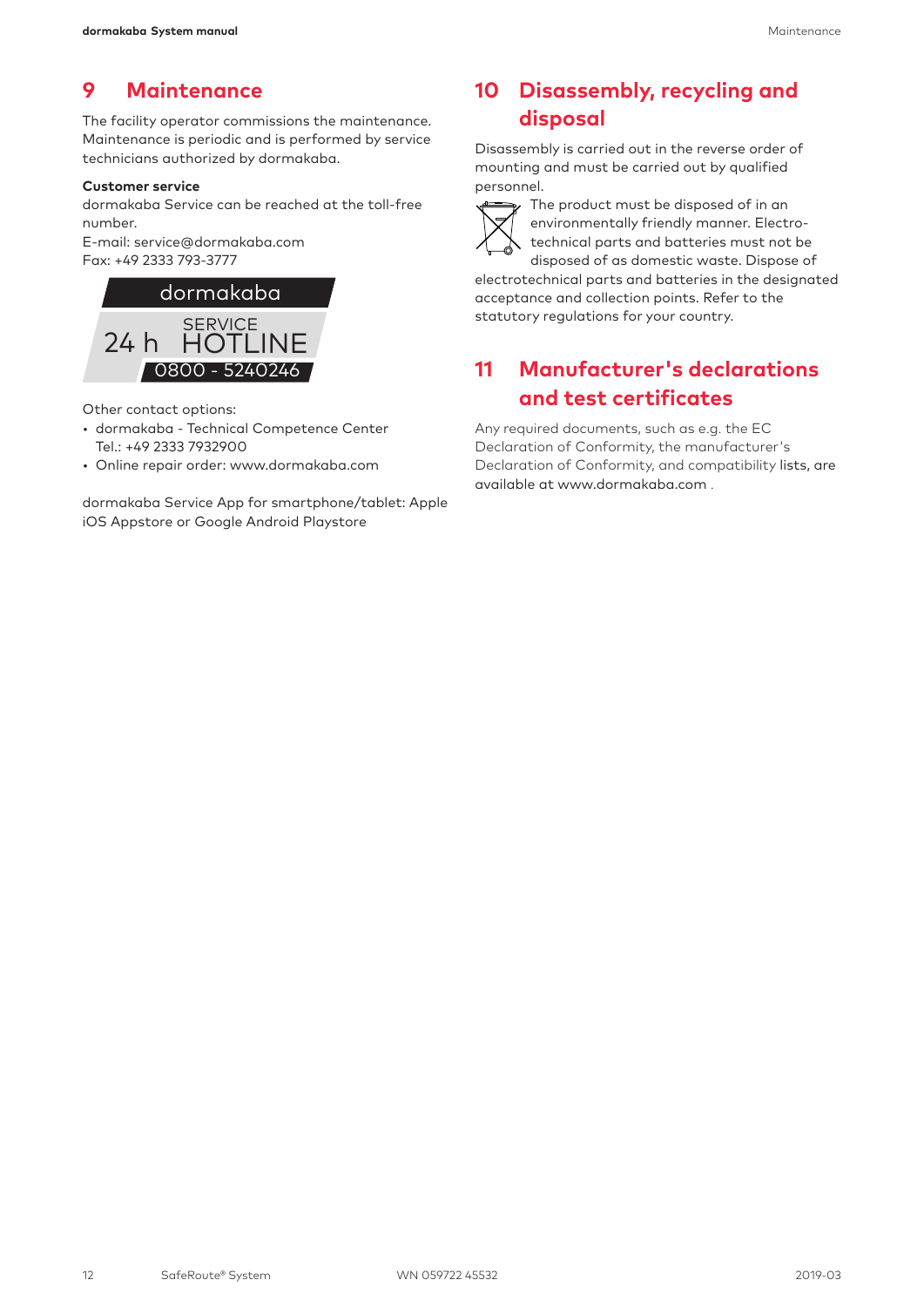# 9 Maintenance

The facility operator commissions the maintenance. Maintenance is periodic and is performed by service technicians authorized by dormakaba.

**Customer service**

dormakaba Service can be reached at the toll-free number.
E-mail: service@dormakaba.com
Fax: +49 2333 793-3777

dormakaba
24 h SERVICE HOTLINE
0800 - 5240246

Other contact options:

- dormakaba - Technical Competence Center
  Tel.: +49 2333 7932900
- Online repair order: www.dormakaba.com

dormakaba Service App for smartphone/tablet: Apple iOS Appstore or Google Android Playstore

# 10 Disassembly, recycling and disposal

Disassembly is carried out in the reverse order of mounting and must be carried out by qualified personnel.

The product must be disposed of in an environmentally friendly manner. Electro-technical parts and batteries must not be disposed of as domestic waste. Dispose of electrotechnical parts and batteries in the designated acceptance and collection points. Refer to the statutory regulations for your country.

# 11 Manufacturer's declarations and test certificates

Any required documents, such as e.g. the EC Declaration of Conformity, the manufacturer's Declaration of Conformity, and compatibility lists, are available at www.dormakaba.com .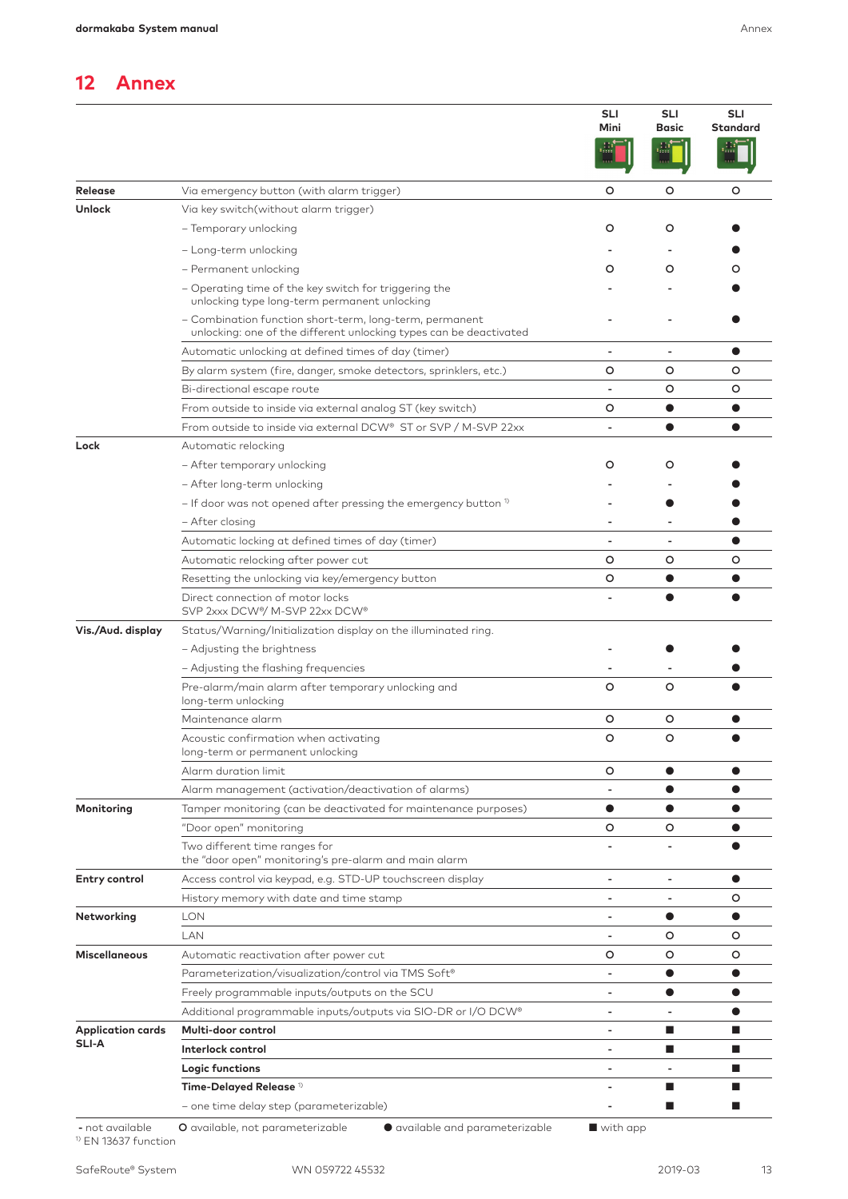## 12 Annex

| | | SLI Mini | SLI Basic | SLI Standard |
|---|---|---|---|---|
| **Release** | Via emergency button (with alarm trigger) | O | O | O |
| **Unlock** | Via key switch(without alarm trigger) | | | |
| | – Temporary unlocking | O | O | ● |
| | – Long-term unlocking | - | - | ● |
| | – Permanent unlocking | O | O | O |
| | – Operating time of the key switch for triggering the unlocking type long-term permanent unlocking | - | - | ● |
| | – Combination function short-term, long-term, permanent unlocking: one of the different unlocking types can be deactivated | - | - | ● |
| | Automatic unlocking at defined times of day (timer) | - | - | ● |
| | By alarm system (fire, danger, smoke detectors, sprinklers, etc.) | O | O | O |
| | Bi-directional escape route | - | O | O |
| | From outside to inside via external analog ST (key switch) | O | ● | ● |
| | From outside to inside via external DCW® ST or SVP / M-SVP 22xx | - | ● | ● |
| **Lock** | Automatic relocking | | | |
| | – After temporary unlocking | O | O | ● |
| | – After long-term unlocking | - | - | ● |
| | – If door was not opened after pressing the emergency button [1] | - | ● | ● |
| | – After closing | - | - | ● |
| | Automatic locking at defined times of day (timer) | - | - | ● |
| | Automatic relocking after power cut | O | O | O |
| | Resetting the unlocking via key/emergency button | O | ● | ● |
| | Direct connection of motor locks SVP 2xxx DCW®/ M-SVP 22xx DCW® | - | ● | ● |
| **Vis./Aud. display** | Status/Warning/Initialization display on the illuminated ring. | | | |
| | – Adjusting the brightness | - | ● | ● |
| | – Adjusting the flashing frequencies | - | - | ● |
| | Pre-alarm/main alarm after temporary unlocking and long-term unlocking | O | O | ● |
| | Maintenance alarm | O | O | ● |
| | Acoustic confirmation when activating long-term or permanent unlocking | O | O | ● |
| | Alarm duration limit | O | ● | ● |
| | Alarm management (activation/deactivation of alarms) | - | ● | ● |
| **Monitoring** | Tamper monitoring (can be deactivated for maintenance purposes) | ● | ● | ● |
| | "Door open" monitoring | O | O | ● |
| | Two different time ranges for the "door open" monitoring's pre-alarm and main alarm | - | - | ● |
| **Entry control** | Access control via keypad, e.g. STD-UP touchscreen display | - | - | ● |
| | History memory with date and time stamp | - | - | O |
| **Networking** | LON | - | ● | ● |
| | LAN | - | O | O |
| **Miscellaneous** | Automatic reactivation after power cut | O | O | O |
| | Parameterization/visualization/control via TMS Soft® | - | ● | ● |
| | Freely programmable inputs/outputs on the SCU | - | ● | ● |
| | Additional programmable inputs/outputs via SIO-DR or I/O DCW® | - | - | ● |
| **Application cards SLI-A** | **Multi-door control** | - | ■ | ■ |
| | **Interlock control** | - | ■ | ■ |
| | **Logic functions** | - | - | ■ |
| | **Time-Delayed Release** [1] | - | ■ | ■ |
| | – one time delay step (parameterizable) | - | ■ | ■ |

**-** not available  O available, not parameterizable  ● available and parameterizable  ■ with app

[1] EN 13637 function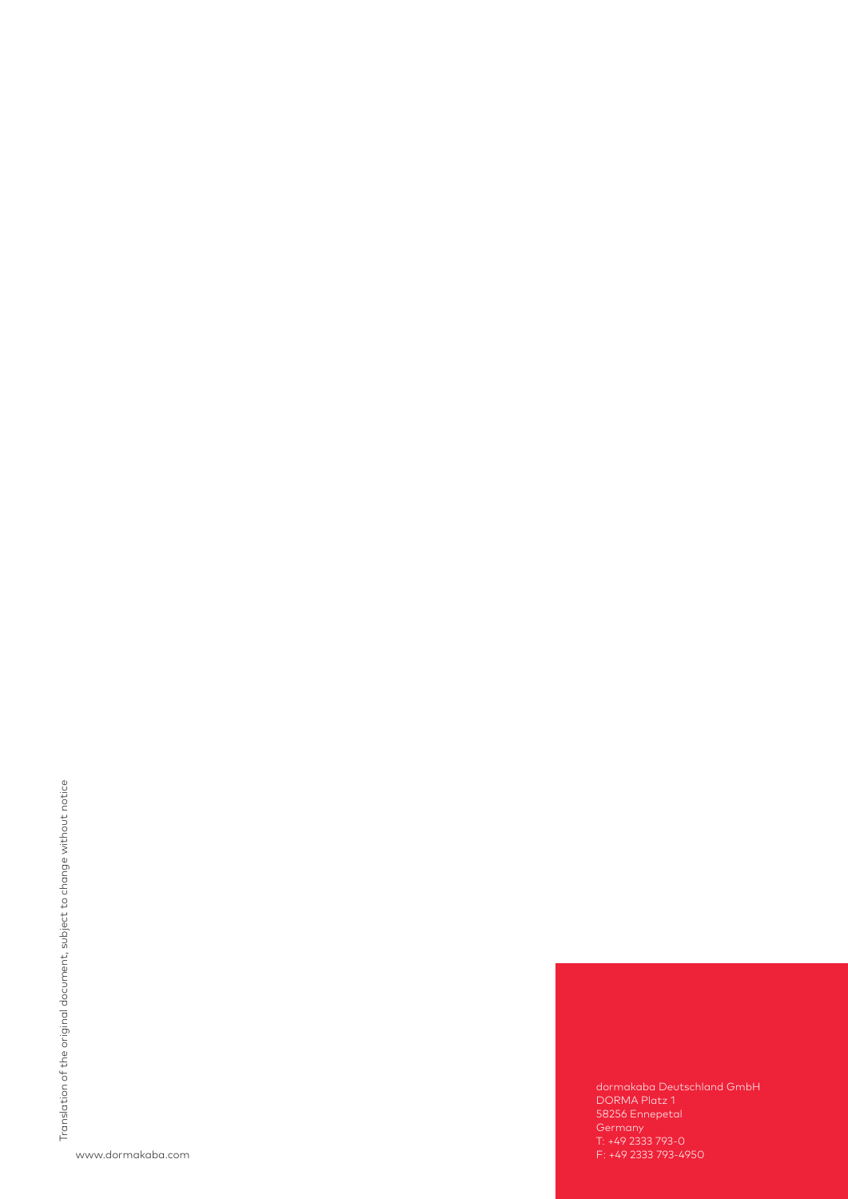Translation of the original document, subject to change without notice

www.dormakaba.com

dormakaba Deutschland GmbH
DORMA Platz 1
58256 Ennepetal
Germany
T: +49 2333 793-0
F: +49 2333 793-4950